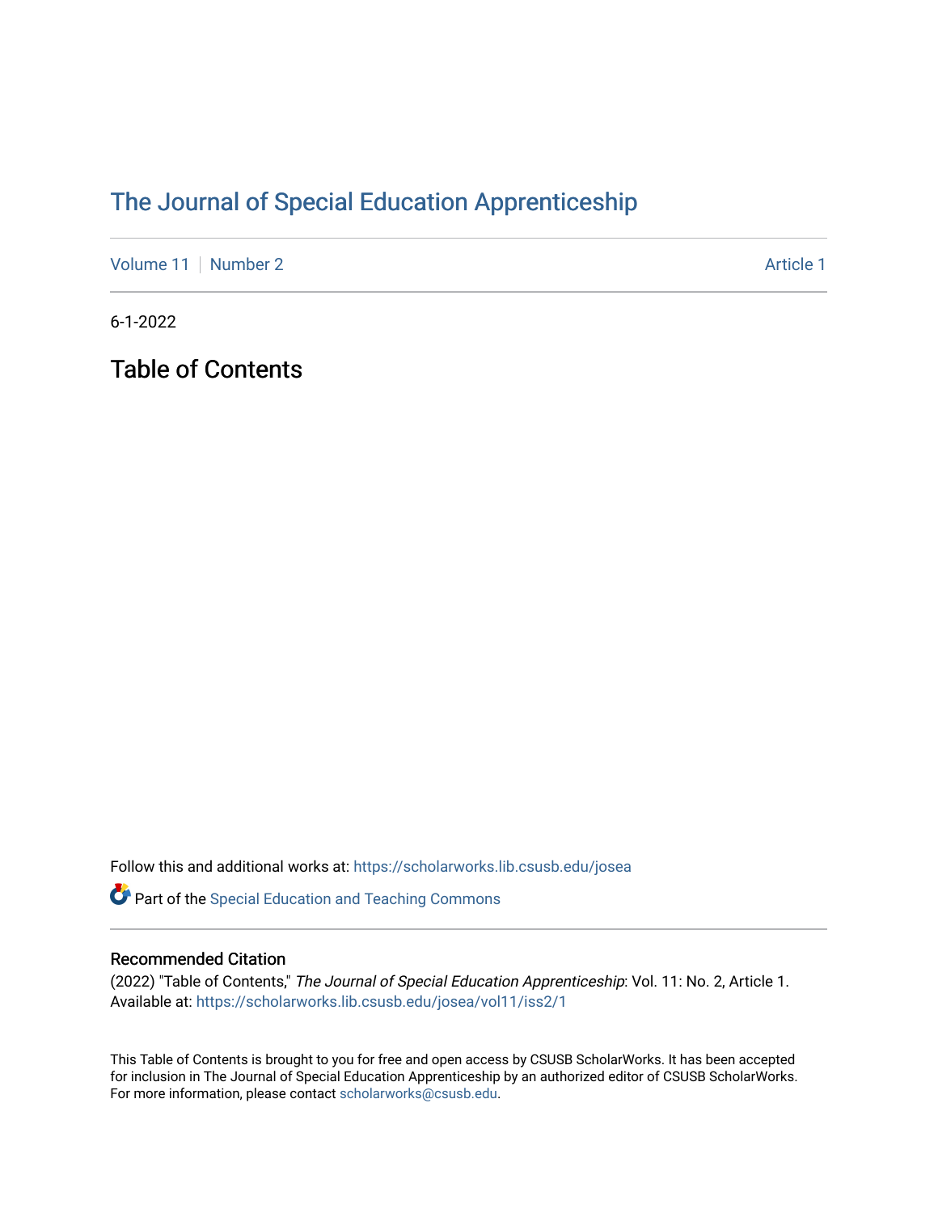# The Journal of Special Education Apprenticeship

Volume 11 | Number 2 | Article 1

6-1-2022

## Table of Contents

Follow this and additional works at: https://scholarworks.lib.csusb.edu/josea

Part of the Special Education and Teaching Commons

### Recommended Citation

(2022) "Table of Contents," *The Journal of Special Education Apprenticeship*: Vol. 11: No. 2, Article 1.
Available at: https://scholarworks.lib.csusb.edu/josea/vol11/iss2/1

This Table of Contents is brought to you for free and open access by CSUSB ScholarWorks. It has been accepted for inclusion in The Journal of Special Education Apprenticeship by an authorized editor of CSUSB ScholarWorks. For more information, please contact scholarworks@csusb.edu.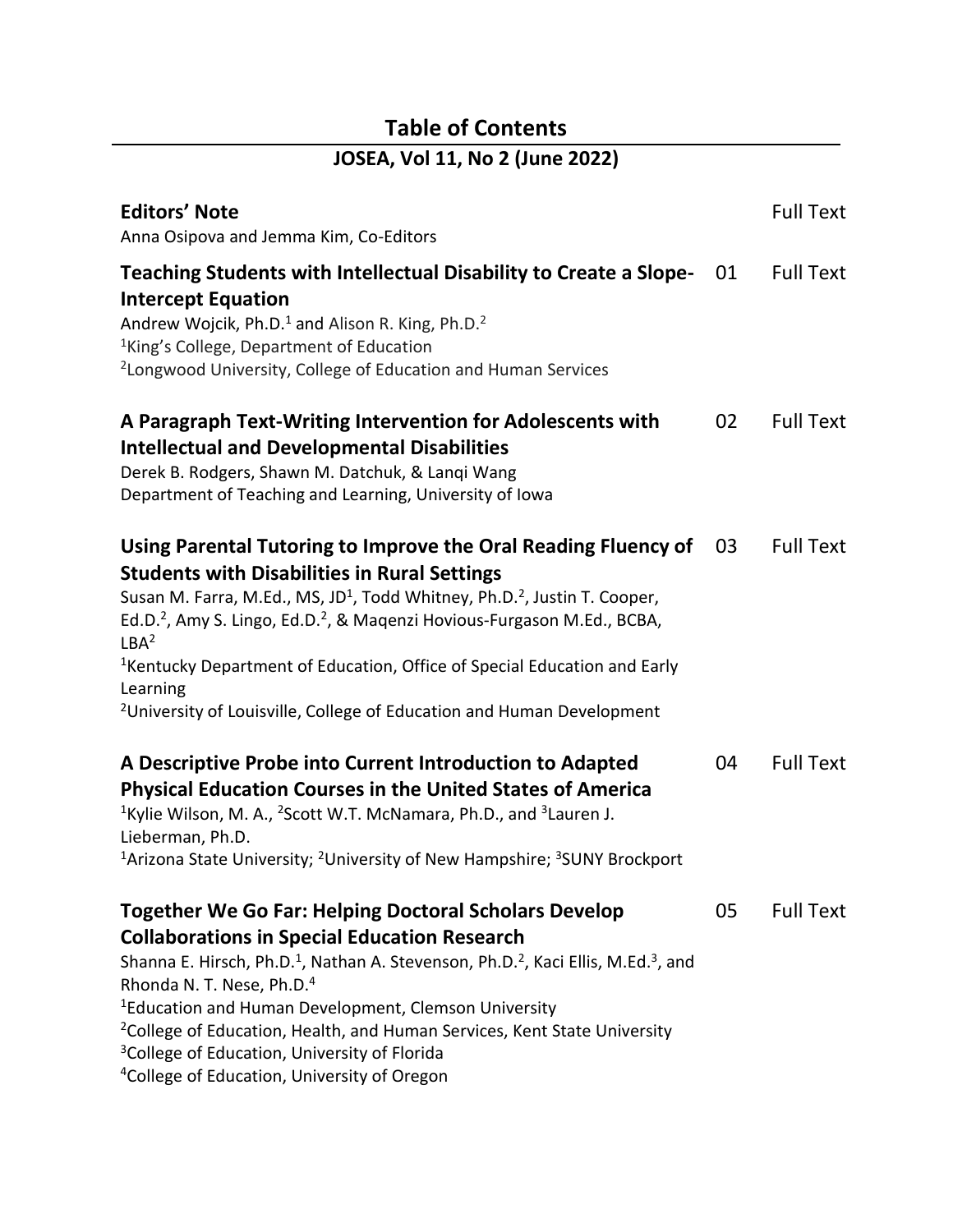# Table of Contents

## JOSEA, Vol 11, No 2 (June 2022)

**Editors' Note** — Full Text
Anna Osipova and Jemma Kim, Co-Editors

**Teaching Students with Intellectual Disability to Create a Slope-Intercept Equation** — 01 — Full Text
Andrew Wojcik, Ph.D.[1] and Alison R. King, Ph.D.[2]
[1]King's College, Department of Education
[2]Longwood University, College of Education and Human Services

**A Paragraph Text-Writing Intervention for Adolescents with Intellectual and Developmental Disabilities** — 02 — Full Text
Derek B. Rodgers, Shawn M. Datchuk, & Lanqi Wang
Department of Teaching and Learning, University of Iowa

**Using Parental Tutoring to Improve the Oral Reading Fluency of Students with Disabilities in Rural Settings** — 03 — Full Text
Susan M. Farra, M.Ed., MS, JD[1], Todd Whitney, Ph.D.[2], Justin T. Cooper, Ed.D.[2], Amy S. Lingo, Ed.D.[2], & Maqenzi Hovious-Furgason M.Ed., BCBA, LBA[2]
[1]Kentucky Department of Education, Office of Special Education and Early Learning
[2]University of Louisville, College of Education and Human Development

**A Descriptive Probe into Current Introduction to Adapted Physical Education Courses in the United States of America** — 04 — Full Text
[1]Kylie Wilson, M. A., [2]Scott W.T. McNamara, Ph.D., and [3]Lauren J. Lieberman, Ph.D.
[1]Arizona State University; [2]University of New Hampshire; [3]SUNY Brockport

**Together We Go Far: Helping Doctoral Scholars Develop Collaborations in Special Education Research** — 05 — Full Text
Shanna E. Hirsch, Ph.D.[1], Nathan A. Stevenson, Ph.D.[2], Kaci Ellis, M.Ed.[3], and Rhonda N. T. Nese, Ph.D.[4]
[1]Education and Human Development, Clemson University
[2]College of Education, Health, and Human Services, Kent State University
[3]College of Education, University of Florida
[4]College of Education, University of Oregon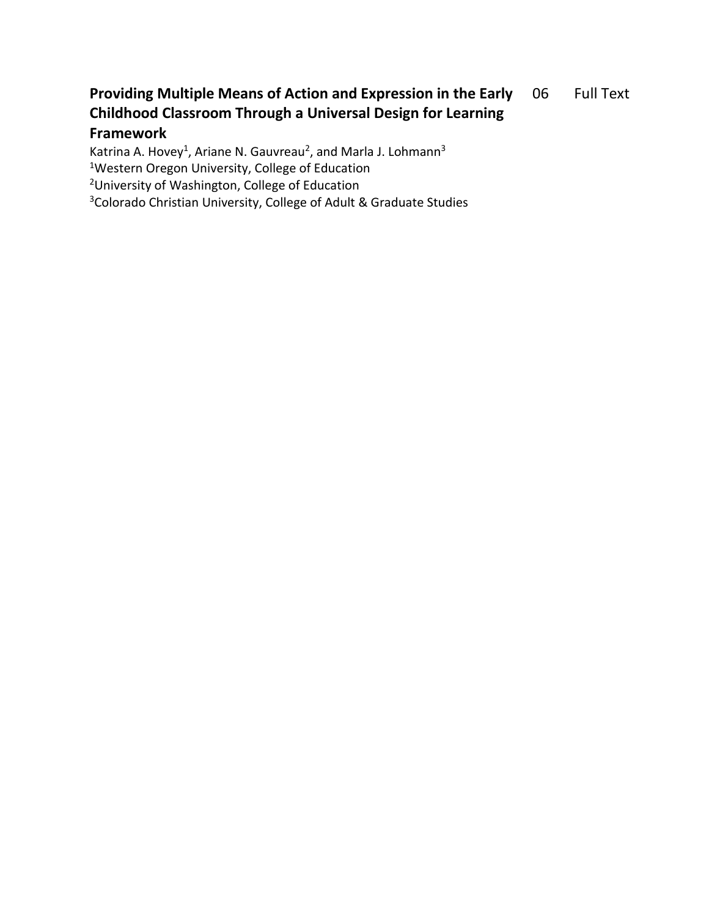**Providing Multiple Means of Action and Expression in the Early Childhood Classroom Through a Universal Design for Learning Framework** 06 Full Text

Katrina A. Hovey[1], Ariane N. Gauvreau[2], and Marla J. Lohmann[3]

[1]Western Oregon University, College of Education

[2]University of Washington, College of Education

[3]Colorado Christian University, College of Adult & Graduate Studies